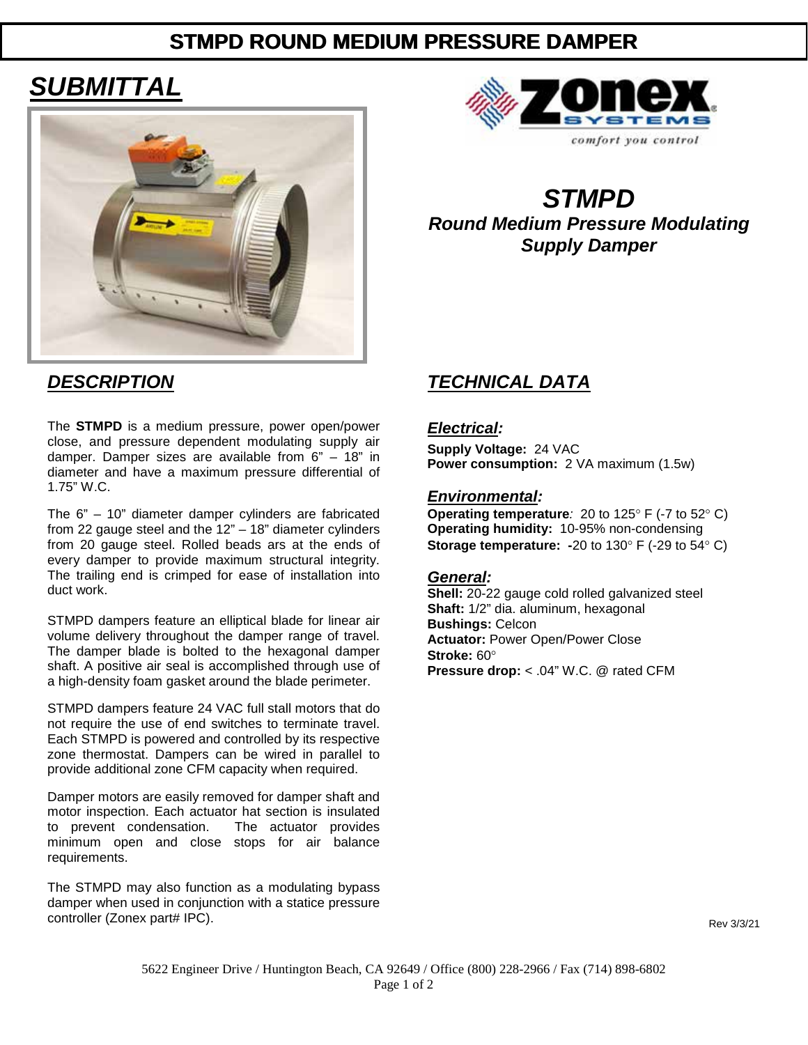# STMPD ROUND MEDIUM PRESSURE DAMPER

## *SUBMITTAL*

comfort you control

## *STMPD*

### *Round Medium Pressure Modulating Supply Damper*

## *DESCRIPTION*

The **STMPD** is a medium pressure, power open/power close, and pressure dependent modulating supply air damper. Damper sizes are available from 6" – 18" in diameter and have a maximum pressure differential of 1.75" W.C.

The 6" – 10" diameter damper cylinders are fabricated from 22 gauge steel and the 12" – 18" diameter cylinders from 20 gauge steel. Rolled beads ars at the ends of every damper to provide maximum structural integrity. The trailing end is crimped for ease of installation into duct work.

STMPD dampers feature an elliptical blade for linear air volume delivery throughout the damper range of travel. The damper blade is bolted to the hexagonal damper shaft. A positive air seal is accomplished through use of a high-density foam gasket around the blade perimeter.

STMPD dampers feature 24 VAC full stall motors that do not require the use of end switches to terminate travel. Each STMPD is powered and controlled by its respective zone thermostat. Dampers can be wired in parallel to provide additional zone CFM capacity when required.

Damper motors are easily removed for damper shaft and motor inspection. Each actuator hat section is insulated to prevent condensation. The actuator provides minimum open and close stops for air balance requirements.

The STMPD may also function as a modulating bypass damper when used in conjunction with a statice pressure controller (Zonex part# IPC).

## *TECHNICAL DATA*

### *Electrical:*

**Supply Voltage:** 24 VAC
**Power consumption:** 2 VA maximum (1.5w)

### *Environmental:*

**Operating temperature***:* 20 to 125° F (-7 to 52° C)
**Operating humidity:** 10-95% non-condensing
**Storage temperature: -**20 to 130° F (-29 to 54° C)

### *General:*

**Shell:** 20-22 gauge cold rolled galvanized steel
**Shaft:** 1/2" dia. aluminum, hexagonal
**Bushings:** Celcon
**Actuator:** Power Open/Power Close
**Stroke:** 60°
**Pressure drop:** < .04" W.C. @ rated CFM

Rev 3/3/21

5622 Engineer Drive / Huntington Beach, CA 92649 / Office (800) 228-2966 / Fax (714) 898-6802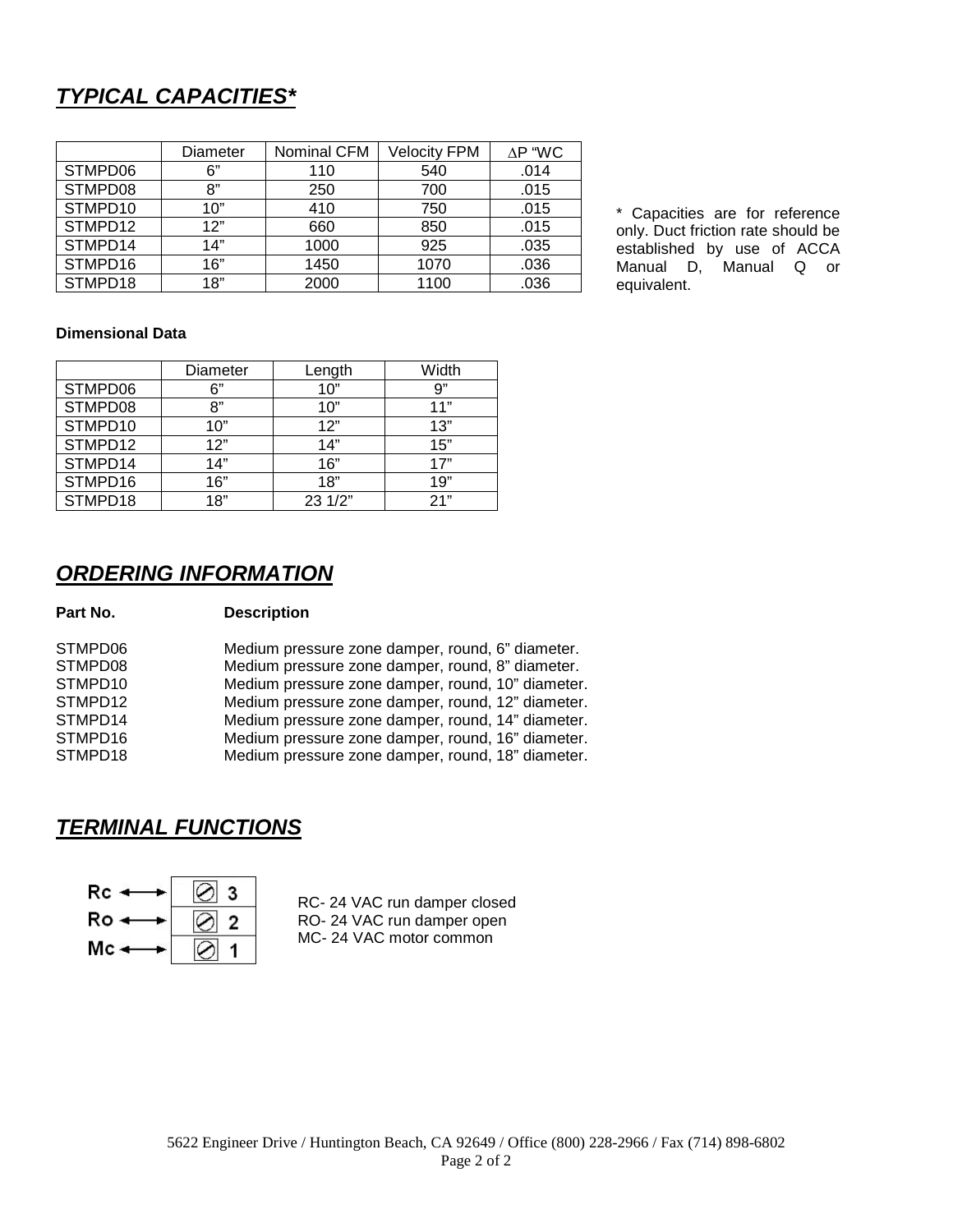## ***TYPICAL CAPACITIES****

| | Diameter | Nominal CFM | Velocity FPM | ∆P "WC |
|---|---|---|---|---|
| STMPD06 | 6" | 110 | 540 | .014 |
| STMPD08 | 8" | 250 | 700 | .015 |
| STMPD10 | 10" | 410 | 750 | .015 |
| STMPD12 | 12" | 660 | 850 | .015 |
| STMPD14 | 14" | 1000 | 925 | .035 |
| STMPD16 | 16" | 1450 | 1070 | .036 |
| STMPD18 | 18" | 2000 | 1100 | .036 |

* Capacities are for reference only. Duct friction rate should be established by use of ACCA Manual D, Manual Q or equivalent.

**Dimensional Data**

| | Diameter | Length | Width |
|---|---|---|---|
| STMPD06 | 6" | 10" | 9" |
| STMPD08 | 8" | 10" | 11" |
| STMPD10 | 10" | 12" | 13" |
| STMPD12 | 12" | 14" | 15" |
| STMPD14 | 14" | 16" | 17" |
| STMPD16 | 16" | 18" | 19" |
| STMPD18 | 18" | 23 1/2" | 21" |

## ***ORDERING INFORMATION***

| **Part No.** | **Description** |
|---|---|
| STMPD06 | Medium pressure zone damper, round, 6" diameter. |
| STMPD08 | Medium pressure zone damper, round, 8" diameter. |
| STMPD10 | Medium pressure zone damper, round, 10" diameter. |
| STMPD12 | Medium pressure zone damper, round, 12" diameter. |
| STMPD14 | Medium pressure zone damper, round, 14" diameter. |
| STMPD16 | Medium pressure zone damper, round, 16" diameter. |
| STMPD18 | Medium pressure zone damper, round, 18" diameter. |

## ***TERMINAL FUNCTIONS***

Rc ⟷ 3
Ro ⟷ 2
Mc ⟷ 1

RC- 24 VAC run damper closed
RO- 24 VAC run damper open
MC- 24 VAC motor common

5622 Engineer Drive / Huntington Beach, CA 92649 / Office (800) 228-2966 / Fax (714) 898-6802